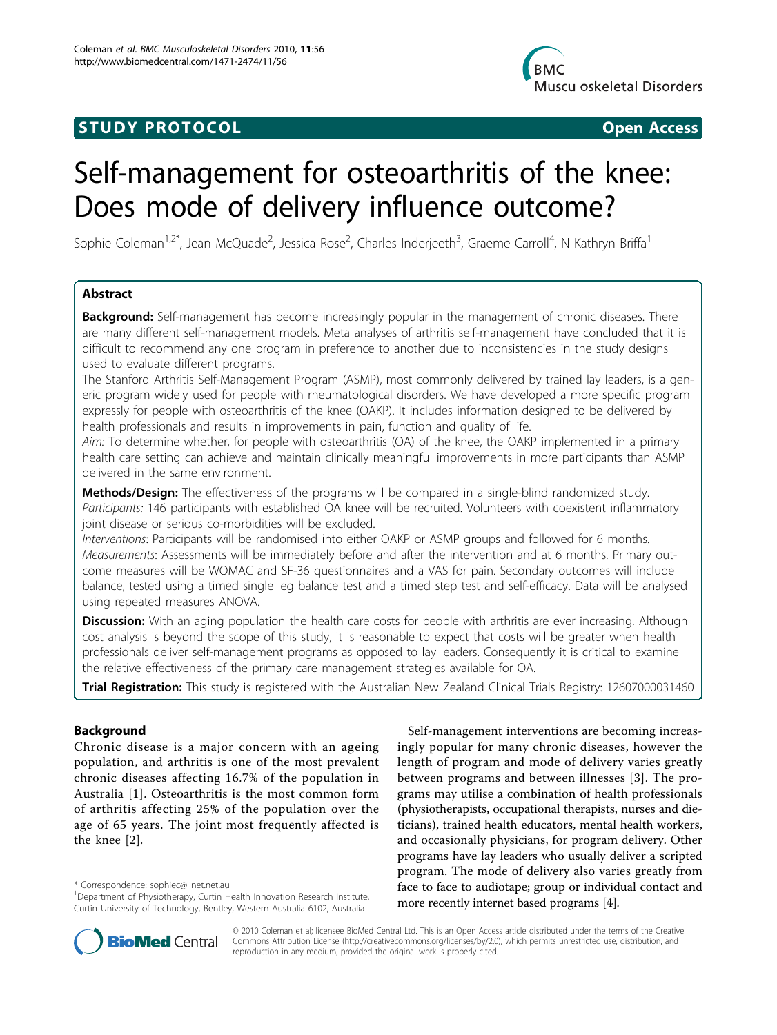STUDY PROTOCOL — Open Access

# Self-management for osteoarthritis of the knee: Does mode of delivery influence outcome?

Sophie Coleman[1,2*], Jean McQuade[2], Jessica Rose[2], Charles Inderjeeth[3], Graeme Carroll[4], N Kathryn Briffa[1]

## Abstract

**Background:** Self-management has become increasingly popular in the management of chronic diseases. There are many different self-management models. Meta analyses of arthritis self-management have concluded that it is difficult to recommend any one program in preference to another due to inconsistencies in the study designs used to evaluate different programs.

The Stanford Arthritis Self-Management Program (ASMP), most commonly delivered by trained lay leaders, is a generic program widely used for people with rheumatological disorders. We have developed a more specific program expressly for people with osteoarthritis of the knee (OAKP). It includes information designed to be delivered by health professionals and results in improvements in pain, function and quality of life.

*Aim:* To determine whether, for people with osteoarthritis (OA) of the knee, the OAKP implemented in a primary health care setting can achieve and maintain clinically meaningful improvements in more participants than ASMP delivered in the same environment.

**Methods/Design:** The effectiveness of the programs will be compared in a single-blind randomized study. *Participants:* 146 participants with established OA knee will be recruited. Volunteers with coexistent inflammatory joint disease or serious co-morbidities will be excluded.

*Interventions*: Participants will be randomised into either OAKP or ASMP groups and followed for 6 months.

*Measurements*: Assessments will be immediately before and after the intervention and at 6 months. Primary outcome measures will be WOMAC and SF-36 questionnaires and a VAS for pain. Secondary outcomes will include balance, tested using a timed single leg balance test and a timed step test and self-efficacy. Data will be analysed using repeated measures ANOVA.

**Discussion:** With an aging population the health care costs for people with arthritis are ever increasing. Although cost analysis is beyond the scope of this study, it is reasonable to expect that costs will be greater when health professionals deliver self-management programs as opposed to lay leaders. Consequently it is critical to examine the relative effectiveness of the primary care management strategies available for OA.

**Trial Registration:** This study is registered with the Australian New Zealand Clinical Trials Registry: 12607000031460

## Background

Chronic disease is a major concern with an ageing population, and arthritis is one of the most prevalent chronic diseases affecting 16.7% of the population in Australia [1]. Osteoarthritis is the most common form of arthritis affecting 25% of the population over the age of 65 years. The joint most frequently affected is the knee [2].

Self-management interventions are becoming increasingly popular for many chronic diseases, however the length of program and mode of delivery varies greatly between programs and between illnesses [3]. The programs may utilise a combination of health professionals (physiotherapists, occupational therapists, nurses and dieticians), trained health educators, mental health workers, and occasionally physicians, for program delivery. Other programs have lay leaders who usually deliver a scripted program. The mode of delivery also varies greatly from face to face to audiotape; group or individual contact and more recently internet based programs [4].

\* Correspondence: sophiec@iinet.net.au

[1]Department of Physiotherapy, Curtin Health Innovation Research Institute, Curtin University of Technology, Bentley, Western Australia 6102, Australia

© 2010 Coleman et al; licensee BioMed Central Ltd. This is an Open Access article distributed under the terms of the Creative Commons Attribution License (http://creativecommons.org/licenses/by/2.0), which permits unrestricted use, distribution, and reproduction in any medium, provided the original work is properly cited.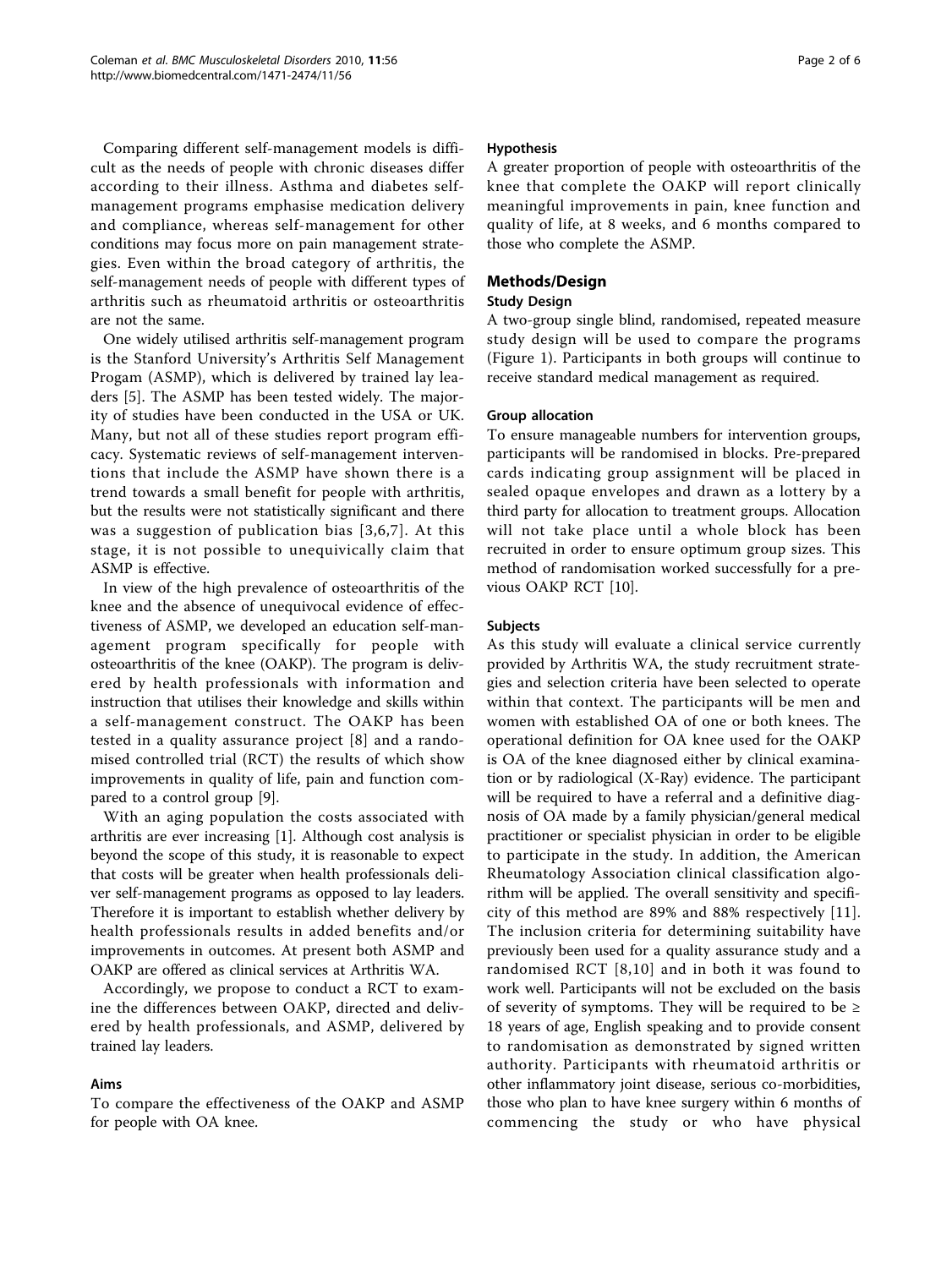Comparing different self-management models is difficult as the needs of people with chronic diseases differ according to their illness. Asthma and diabetes self-management programs emphasise medication delivery and compliance, whereas self-management for other conditions may focus more on pain management strategies. Even within the broad category of arthritis, the self-management needs of people with different types of arthritis such as rheumatoid arthritis or osteoarthritis are not the same.

One widely utilised arthritis self-management program is the Stanford University's Arthritis Self Management Progam (ASMP), which is delivered by trained lay leaders [5]. The ASMP has been tested widely. The majority of studies have been conducted in the USA or UK. Many, but not all of these studies report program efficacy. Systematic reviews of self-management interventions that include the ASMP have shown there is a trend towards a small benefit for people with arthritis, but the results were not statistically significant and there was a suggestion of publication bias [3,6,7]. At this stage, it is not possible to unequivically claim that ASMP is effective.

In view of the high prevalence of osteoarthritis of the knee and the absence of unequivocal evidence of effectiveness of ASMP, we developed an education self-management program specifically for people with osteoarthritis of the knee (OAKP). The program is delivered by health professionals with information and instruction that utilises their knowledge and skills within a self-management construct. The OAKP has been tested in a quality assurance project [8] and a randomised controlled trial (RCT) the results of which show improvements in quality of life, pain and function compared to a control group [9].

With an aging population the costs associated with arthritis are ever increasing [1]. Although cost analysis is beyond the scope of this study, it is reasonable to expect that costs will be greater when health professionals deliver self-management programs as opposed to lay leaders. Therefore it is important to establish whether delivery by health professionals results in added benefits and/or improvements in outcomes. At present both ASMP and OAKP are offered as clinical services at Arthritis WA.

Accordingly, we propose to conduct a RCT to examine the differences between OAKP, directed and delivered by health professionals, and ASMP, delivered by trained lay leaders.

### Aims

To compare the effectiveness of the OAKP and ASMP for people with OA knee.

### Hypothesis

A greater proportion of people with osteoarthritis of the knee that complete the OAKP will report clinically meaningful improvements in pain, knee function and quality of life, at 8 weeks, and 6 months compared to those who complete the ASMP.

## Methods/Design

### Study Design

A two-group single blind, randomised, repeated measure study design will be used to compare the programs (Figure 1). Participants in both groups will continue to receive standard medical management as required.

#### Group allocation

To ensure manageable numbers for intervention groups, participants will be randomised in blocks. Pre-prepared cards indicating group assignment will be placed in sealed opaque envelopes and drawn as a lottery by a third party for allocation to treatment groups. Allocation will not take place until a whole block has been recruited in order to ensure optimum group sizes. This method of randomisation worked successfully for a previous OAKP RCT [10].

#### Subjects

As this study will evaluate a clinical service currently provided by Arthritis WA, the study recruitment strategies and selection criteria have been selected to operate within that context. The participants will be men and women with established OA of one or both knees. The operational definition for OA knee used for the OAKP is OA of the knee diagnosed either by clinical examination or by radiological (X-Ray) evidence. The participant will be required to have a referral and a definitive diagnosis of OA made by a family physician/general medical practitioner or specialist physician in order to be eligible to participate in the study. In addition, the American Rheumatology Association clinical classification algorithm will be applied. The overall sensitivity and specificity of this method are 89% and 88% respectively [11]. The inclusion criteria for determining suitability have previously been used for a quality assurance study and a randomised RCT [8,10] and in both it was found to work well. Participants will not be excluded on the basis of severity of symptoms. They will be required to be ≥ 18 years of age, English speaking and to provide consent to randomisation as demonstrated by signed written authority. Participants with rheumatoid arthritis or other inflammatory joint disease, serious co-morbidities, those who plan to have knee surgery within 6 months of commencing the study or who have physical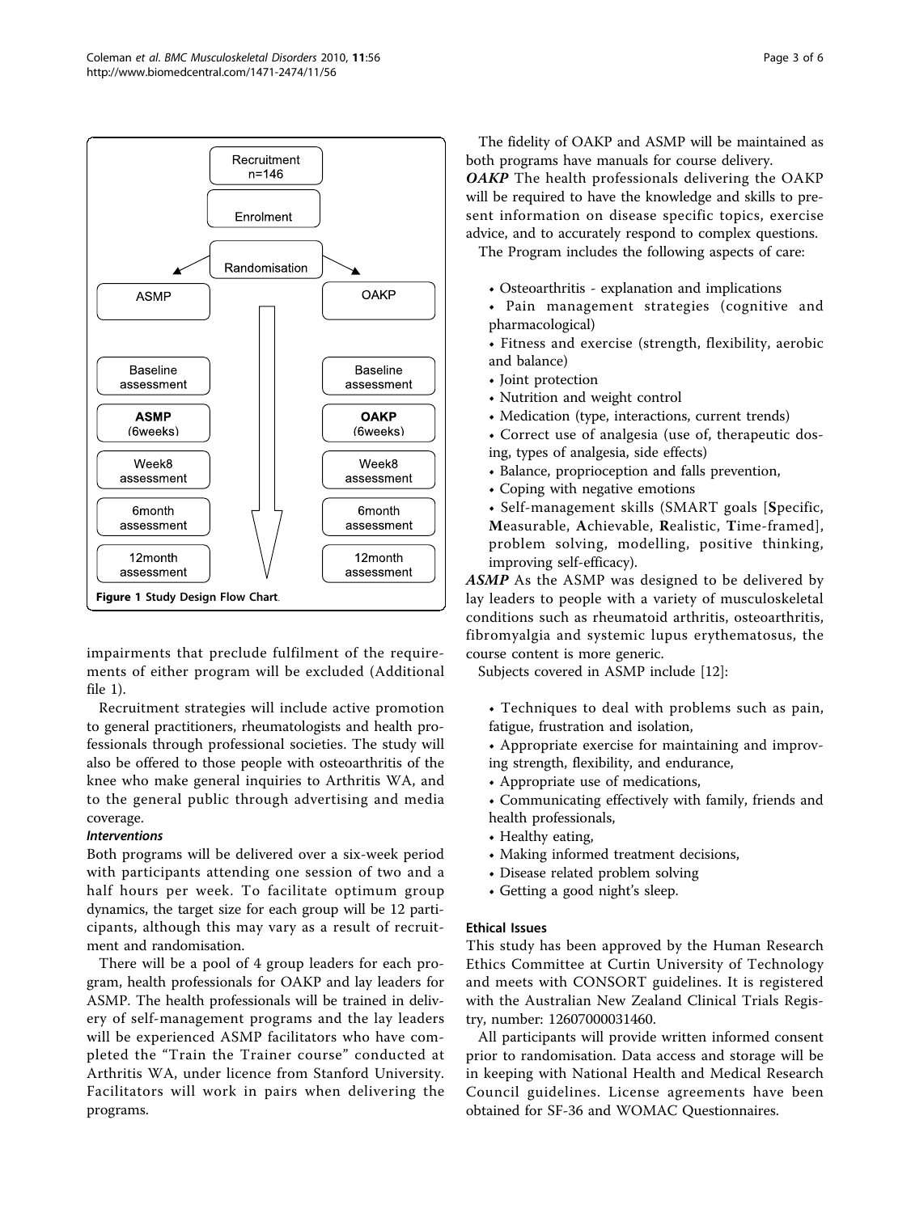Recruitment n=146

Enrolment

Randomisation

| ASMP | OAKP |
| --- | --- |
| Baseline assessment | Baseline assessment |
| **ASMP** (6weeks) | **OAKP** (6weeks) |
| Week8 assessment | Week8 assessment |
| 6month assessment | 6month assessment |
| 12month assessment | 12month assessment |

**Figure 1 Study Design Flow Chart**.

impairments that preclude fulfilment of the requirements of either program will be excluded (Additional file 1).

Recruitment strategies will include active promotion to general practitioners, rheumatologists and health professionals through professional societies. The study will also be offered to those people with osteoarthritis of the knee who make general inquiries to Arthritis WA, and to the general public through advertising and media coverage.

### *Interventions*

Both programs will be delivered over a six-week period with participants attending one session of two and a half hours per week. To facilitate optimum group dynamics, the target size for each group will be 12 participants, although this may vary as a result of recruitment and randomisation.

There will be a pool of 4 group leaders for each program, health professionals for OAKP and lay leaders for ASMP. The health professionals will be trained in delivery of self-management programs and the lay leaders will be experienced ASMP facilitators who have completed the "Train the Trainer course" conducted at Arthritis WA, under licence from Stanford University. Facilitators will work in pairs when delivering the programs.

The fidelity of OAKP and ASMP will be maintained as both programs have manuals for course delivery.

***OAKP*** The health professionals delivering the OAKP will be required to have the knowledge and skills to present information on disease specific topics, exercise advice, and to accurately respond to complex questions.

The Program includes the following aspects of care:

- Osteoarthritis - explanation and implications
- Pain management strategies (cognitive and pharmacological)
- Fitness and exercise (strength, flexibility, aerobic and balance)
- Joint protection
- Nutrition and weight control
- Medication (type, interactions, current trends)
- Correct use of analgesia (use of, therapeutic dosing, types of analgesia, side effects)
- Balance, proprioception and falls prevention,
- Coping with negative emotions
- Self-management skills (SMART goals [**S**pecific, **M**easurable, **A**chievable, **R**ealistic, **T**ime-framed], problem solving, modelling, positive thinking, improving self-efficacy).

***ASMP*** As the ASMP was designed to be delivered by lay leaders to people with a variety of musculoskeletal conditions such as rheumatoid arthritis, osteoarthritis, fibromyalgia and systemic lupus erythematosus, the course content is more generic.

Subjects covered in ASMP include [12]:

- Techniques to deal with problems such as pain, fatigue, frustration and isolation,
- Appropriate exercise for maintaining and improving strength, flexibility, and endurance,
- Appropriate use of medications,
- Communicating effectively with family, friends and health professionals,
- Healthy eating,
- Making informed treatment decisions,
- Disease related problem solving
- Getting a good night's sleep.

## Ethical Issues

This study has been approved by the Human Research Ethics Committee at Curtin University of Technology and meets with CONSORT guidelines. It is registered with the Australian New Zealand Clinical Trials Registry, number: 12607000031460.

All participants will provide written informed consent prior to randomisation. Data access and storage will be in keeping with National Health and Medical Research Council guidelines. License agreements have been obtained for SF-36 and WOMAC Questionnaires.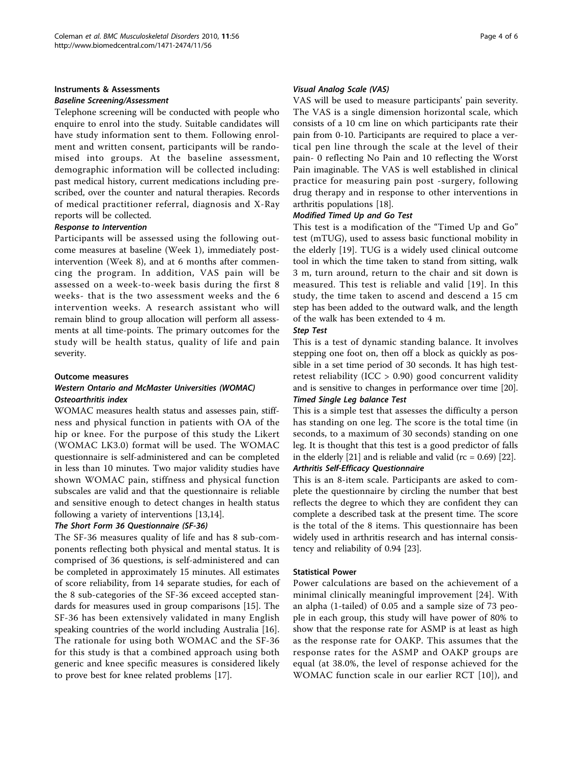### Instruments & Assessments

#### *Baseline Screening/Assessment*

Telephone screening will be conducted with people who enquire to enrol into the study. Suitable candidates will have study information sent to them. Following enrolment and written consent, participants will be randomised into groups. At the baseline assessment, demographic information will be collected including: past medical history, current medications including prescribed, over the counter and natural therapies. Records of medical practitioner referral, diagnosis and X-Ray reports will be collected.

#### *Response to Intervention*

Participants will be assessed using the following outcome measures at baseline (Week 1), immediately post-intervention (Week 8), and at 6 months after commencing the program. In addition, VAS pain will be assessed on a week-to-week basis during the first 8 weeks- that is the two assessment weeks and the 6 intervention weeks. A research assistant who will remain blind to group allocation will perform all assessments at all time-points. The primary outcomes for the study will be health status, quality of life and pain severity.

### Outcome measures

#### *Western Ontario and McMaster Universities (WOMAC) Osteoarthritis index*

WOMAC measures health status and assesses pain, stiffness and physical function in patients with OA of the hip or knee. For the purpose of this study the Likert (WOMAC LK3.0) format will be used. The WOMAC questionnaire is self-administered and can be completed in less than 10 minutes. Two major validity studies have shown WOMAC pain, stiffness and physical function subscales are valid and that the questionnaire is reliable and sensitive enough to detect changes in health status following a variety of interventions [13,14].

#### *The Short Form 36 Questionnaire (SF-36)*

The SF-36 measures quality of life and has 8 sub-components reflecting both physical and mental status. It is comprised of 36 questions, is self-administered and can be completed in approximately 15 minutes. All estimates of score reliability, from 14 separate studies, for each of the 8 sub-categories of the SF-36 exceed accepted standards for measures used in group comparisons [15]. The SF-36 has been extensively validated in many English speaking countries of the world including Australia [16]. The rationale for using both WOMAC and the SF-36 for this study is that a combined approach using both generic and knee specific measures is considered likely to prove best for knee related problems [17].

#### *Visual Analog Scale (VAS)*

VAS will be used to measure participants' pain severity. The VAS is a single dimension horizontal scale, which consists of a 10 cm line on which participants rate their pain from 0-10. Participants are required to place a vertical pen line through the scale at the level of their pain- 0 reflecting No Pain and 10 reflecting the Worst Pain imaginable. The VAS is well established in clinical practice for measuring pain post -surgery, following drug therapy and in response to other interventions in arthritis populations [18].

#### *Modified Timed Up and Go Test*

This test is a modification of the "Timed Up and Go" test (mTUG), used to assess basic functional mobility in the elderly [19]. TUG is a widely used clinical outcome tool in which the time taken to stand from sitting, walk 3 m, turn around, return to the chair and sit down is measured. This test is reliable and valid [19]. In this study, the time taken to ascend and descend a 15 cm step has been added to the outward walk, and the length of the walk has been extended to 4 m.

#### *Step Test*

This is a test of dynamic standing balance. It involves stepping one foot on, then off a block as quickly as possible in a set time period of 30 seconds. It has high test-retest reliability (ICC > 0.90) good concurrent validity and is sensitive to changes in performance over time [20].

#### *Timed Single Leg balance Test*

This is a simple test that assesses the difficulty a person has standing on one leg. The score is the total time (in seconds, to a maximum of 30 seconds) standing on one leg. It is thought that this test is a good predictor of falls in the elderly [21] and is reliable and valid (rc = 0.69) [22].

#### *Arthritis Self-Efficacy Questionnaire*

This is an 8-item scale. Participants are asked to complete the questionnaire by circling the number that best reflects the degree to which they are confident they can complete a described task at the present time. The score is the total of the 8 items. This questionnaire has been widely used in arthritis research and has internal consistency and reliability of 0.94 [23].

### Statistical Power

Power calculations are based on the achievement of a minimal clinically meaningful improvement [24]. With an alpha (1-tailed) of 0.05 and a sample size of 73 people in each group, this study will have power of 80% to show that the response rate for ASMP is at least as high as the response rate for OAKP. This assumes that the response rates for the ASMP and OAKP groups are equal (at 38.0%, the level of response achieved for the WOMAC function scale in our earlier RCT [10]), and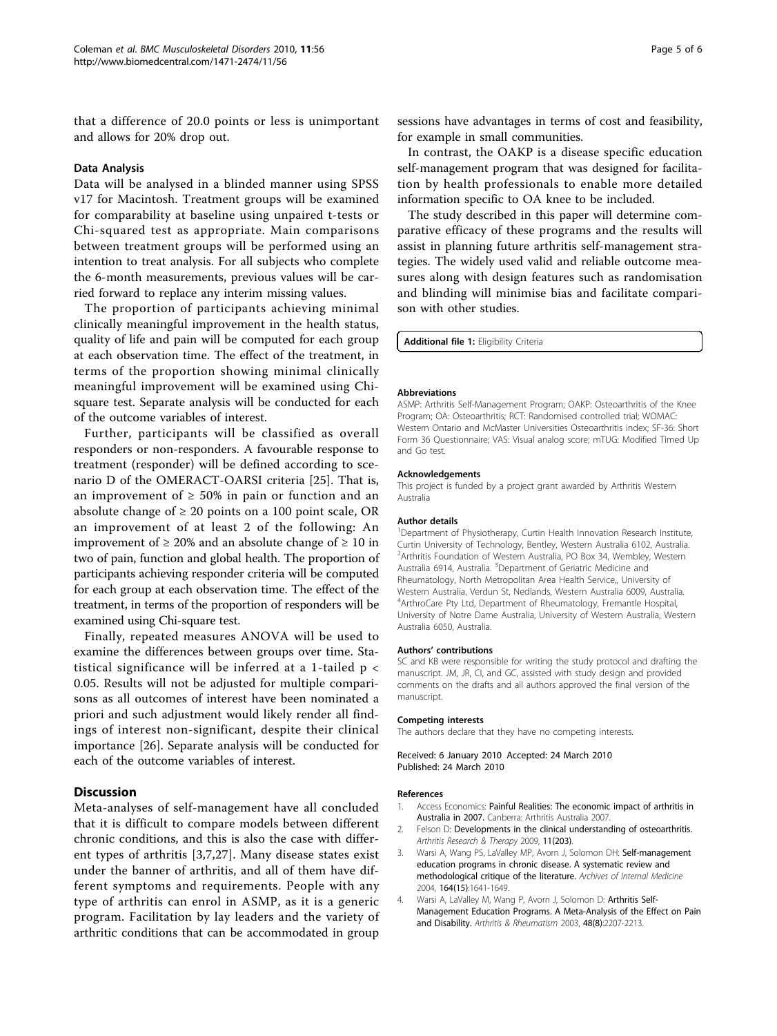that a difference of 20.0 points or less is unimportant and allows for 20% drop out.

### Data Analysis

Data will be analysed in a blinded manner using SPSS v17 for Macintosh. Treatment groups will be examined for comparability at baseline using unpaired t-tests or Chi-squared test as appropriate. Main comparisons between treatment groups will be performed using an intention to treat analysis. For all subjects who complete the 6-month measurements, previous values will be carried forward to replace any interim missing values.

The proportion of participants achieving minimal clinically meaningful improvement in the health status, quality of life and pain will be computed for each group at each observation time. The effect of the treatment, in terms of the proportion showing minimal clinically meaningful improvement will be examined using Chi-square test. Separate analysis will be conducted for each of the outcome variables of interest.

Further, participants will be classified as overall responders or non-responders. A favourable response to treatment (responder) will be defined according to scenario D of the OMERACT-OARSI criteria [25]. That is, an improvement of ≥ 50% in pain or function and an absolute change of ≥ 20 points on a 100 point scale, OR an improvement of at least 2 of the following: An improvement of ≥ 20% and an absolute change of ≥ 10 in two of pain, function and global health. The proportion of participants achieving responder criteria will be computed for each group at each observation time. The effect of the treatment, in terms of the proportion of responders will be examined using Chi-square test.

Finally, repeated measures ANOVA will be used to examine the differences between groups over time. Statistical significance will be inferred at a 1-tailed $p < 0.05$. Results will not be adjusted for multiple comparisons as all outcomes of interest have been nominated a priori and such adjustment would likely render all findings of interest non-significant, despite their clinical importance [26]. Separate analysis will be conducted for each of the outcome variables of interest.

## Discussion

Meta-analyses of self-management have all concluded that it is difficult to compare models between different chronic conditions, and this is also the case with different types of arthritis [3,7,27]. Many disease states exist under the banner of arthritis, and all of them have different symptoms and requirements. People with any type of arthritis can enrol in ASMP, as it is a generic program. Facilitation by lay leaders and the variety of arthritic conditions that can be accommodated in group sessions have advantages in terms of cost and feasibility, for example in small communities.

In contrast, the OAKP is a disease specific education self-management program that was designed for facilitation by health professionals to enable more detailed information specific to OA knee to be included.

The study described in this paper will determine comparative efficacy of these programs and the results will assist in planning future arthritis self-management strategies. The widely used valid and reliable outcome measures along with design features such as randomisation and blinding will minimise bias and facilitate comparison with other studies.

**Additional file 1:** Eligibility Criteria

#### Abbreviations

ASMP: Arthritis Self-Management Program; OAKP: Osteoarthritis of the Knee Program; OA: Osteoarthritis; RCT: Randomised controlled trial; WOMAC: Western Ontario and McMaster Universities Osteoarthritis index; SF-36: Short Form 36 Questionnaire; VAS: Visual analog score; mTUG: Modified Timed Up and Go test.

#### Acknowledgements

This project is funded by a project grant awarded by Arthritis Western Australia

#### Author details

[1]Department of Physiotherapy, Curtin Health Innovation Research Institute, Curtin University of Technology, Bentley, Western Australia 6102, Australia. [2]Arthritis Foundation of Western Australia, PO Box 34, Wembley, Western Australia 6914, Australia. [3]Department of Geriatric Medicine and Rheumatology, North Metropolitan Area Health Service,, University of Western Australia, Verdun St, Nedlands, Western Australia 6009, Australia. [4]ArthroCare Pty Ltd, Department of Rheumatology, Fremantle Hospital, University of Notre Dame Australia, University of Western Australia, Western Australia 6050, Australia.

#### Authors' contributions

SC and KB were responsible for writing the study protocol and drafting the manuscript. JM, JR, CI, and GC, assisted with study design and provided comments on the drafts and all authors approved the final version of the manuscript.

#### Competing interests

The authors declare that they have no competing interests.

Received: 6 January 2010 Accepted: 24 March 2010
Published: 24 March 2010

#### References

1. Access Economics: **Painful Realities: The economic impact of arthritis in Australia in 2007.** Canberra: Arthritis Australia 2007.
2. Felson D: **Developments in the clinical understanding of osteoarthritis.** *Arthritis Research & Therapy* 2009, **11(203)**.
3. Warsi A, Wang PS, LaValley MP, Avorn J, Solomon DH: **Self-management education programs in chronic disease. A systematic review and methodological critique of the literature.** *Archives of Internal Medicine* 2004, **164(15)**:1641-1649.
4. Warsi A, LaValley M, Wang P, Avorn J, Solomon D: **Arthritis Self-Management Education Programs. A Meta-Analysis of the Effect on Pain and Disability.** *Arthritis & Rheumatism* 2003, **48(8)**:2207-2213.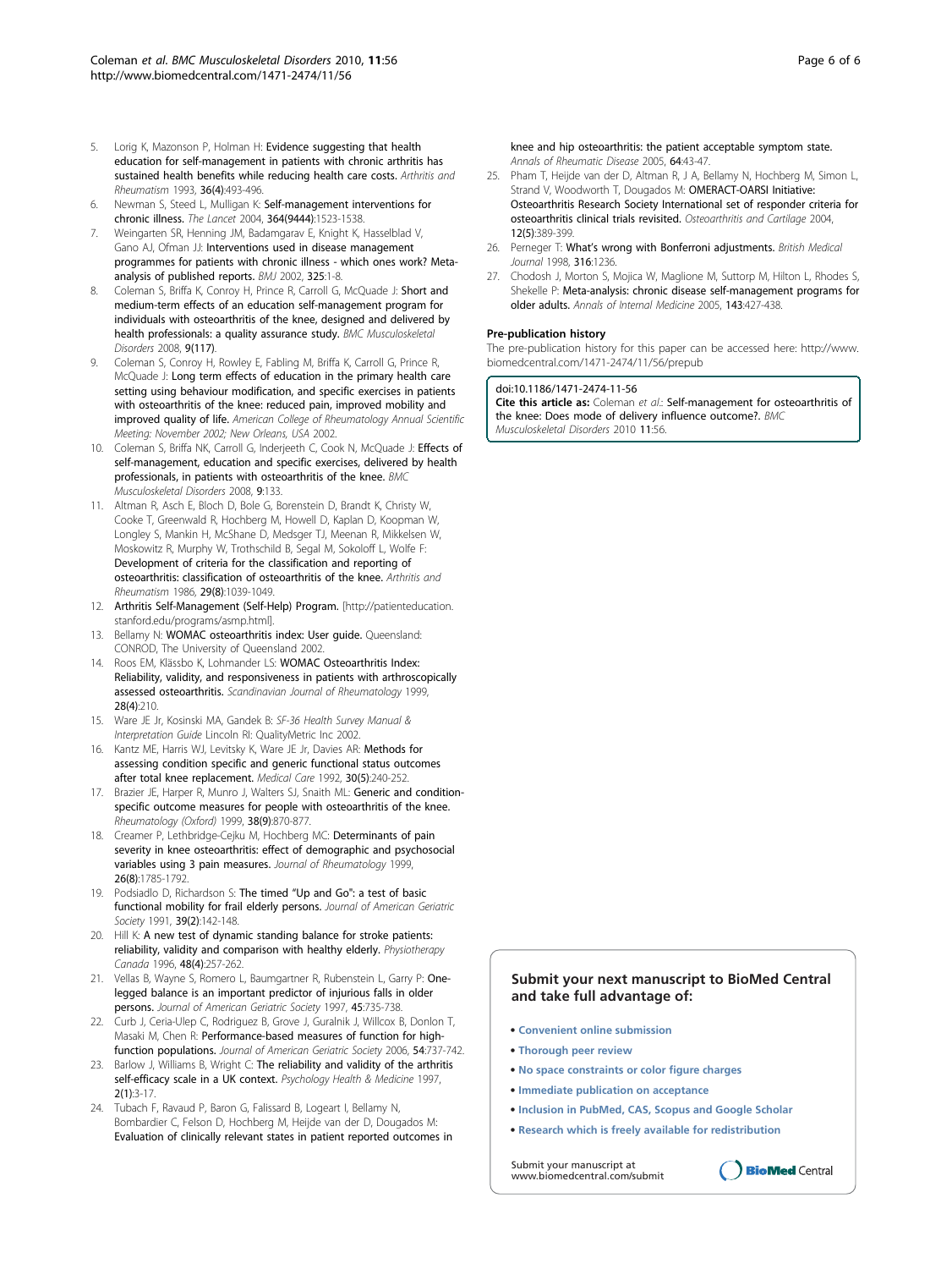5. Lorig K, Mazonson P, Holman H: **Evidence suggesting that health education for self-management in patients with chronic arthritis has sustained health benefits while reducing health care costs.** *Arthritis and Rheumatism* 1993, **36(4)**:493-496.
6. Newman S, Steed L, Mulligan K: **Self-management interventions for chronic illness.** *The Lancet* 2004, **364(9444)**:1523-1538.
7. Weingarten SR, Henning JM, Badamgarav E, Knight K, Hasselblad V, Gano AJ, Ofman JJ: **Interventions used in disease management programmes for patients with chronic illness - which ones work? Meta-analysis of published reports.** *BMJ* 2002, **325**:1-8.
8. Coleman S, Briffa K, Conroy H, Prince R, Carroll G, McQuade J: **Short and medium-term effects of an education self-management program for individuals with osteoarthritis of the knee, designed and delivered by health professionals: a quality assurance study.** *BMC Musculoskeletal Disorders* 2008, **9(117)**.
9. Coleman S, Conroy H, Rowley E, Fabling M, Briffa K, Carroll G, Prince R, McQuade J: **Long term effects of education in the primary health care setting using behaviour modification, and specific exercises in patients with osteoarthritis of the knee: reduced pain, improved mobility and improved quality of life.** *American College of Rheumatology Annual Scientific Meeting: November 2002; New Orleans, USA* 2002.
10. Coleman S, Briffa NK, Carroll G, Inderjeeth C, Cook N, McQuade J: **Effects of self-management, education and specific exercises, delivered by health professionals, in patients with osteoarthritis of the knee.** *BMC Musculoskeletal Disorders* 2008, **9**:133.
11. Altman R, Asch E, Bloch D, Bole G, Borenstein D, Brandt K, Christy W, Cooke T, Greenwald R, Hochberg M, Howell D, Kaplan D, Koopman W, Longley S, Mankin H, McShane D, Medsger TJ, Meenan R, Mikkelsen W, Moskowitz R, Murphy W, Trothschild B, Segal M, Sokoloff L, Wolfe F: **Development of criteria for the classification and reporting of osteoarthritis: classification of osteoarthritis of the knee.** *Arthritis and Rheumatism* 1986, **29(8)**:1039-1049.
12. **Arthritis Self-Management (Self-Help) Program.** [http://patienteducation.stanford.edu/programs/asmp.html].
13. Bellamy N: **WOMAC osteoarthritis index: User guide.** Queensland: CONROD, The University of Queensland 2002.
14. Roos EM, Klässbo K, Lohmander LS: **WOMAC Osteoarthritis Index: Reliability, validity, and responsiveness in patients with arthroscopically assessed osteoarthritis.** *Scandinavian Journal of Rheumatology* 1999, **28(4)**:210.
15. Ware JE Jr, Kosinski MA, Gandek B: *SF-36 Health Survey Manual & Interpretation Guide* Lincoln RI: QualityMetric Inc 2002.
16. Kantz ME, Harris WJ, Levitsky K, Ware JE Jr, Davies AR: **Methods for assessing condition specific and generic functional status outcomes after total knee replacement.** *Medical Care* 1992, **30(5)**:240-252.
17. Brazier JE, Harper R, Munro J, Walters SJ, Snaith ML: **Generic and condition-specific outcome measures for people with osteoarthritis of the knee.** *Rheumatology (Oxford)* 1999, **38(9)**:870-877.
18. Creamer P, Lethbridge-Cejku M, Hochberg MC: **Determinants of pain severity in knee osteoarthritis: effect of demographic and psychosocial variables using 3 pain measures.** *Journal of Rheumatology* 1999, **26(8)**:1785-1792.
19. Podsiadlo D, Richardson S: **The timed "Up and Go": a test of basic functional mobility for frail elderly persons.** *Journal of American Geriatric Society* 1991, **39(2)**:142-148.
20. Hill K: **A new test of dynamic standing balance for stroke patients: reliability, validity and comparison with healthy elderly.** *Physiotherapy Canada* 1996, **48(4)**:257-262.
21. Vellas B, Wayne S, Romero L, Baumgartner R, Rubenstein L, Garry P: **One-legged balance is an important predictor of injurious falls in older persons.** *Journal of American Geriatric Society* 1997, **45**:735-738.
22. Curb J, Ceria-Ulep C, Rodriguez B, Grove J, Guralnik J, Willcox B, Donlon T, Masaki M, Chen R: **Performance-based measures of function for high-function populations.** *Journal of American Geriatric Society* 2006, **54**:737-742.
23. Barlow J, Williams B, Wright C: **The reliability and validity of the arthritis self-efficacy scale in a UK context.** *Psychology Health & Medicine* 1997, **2(1)**:3-17.
24. Tubach F, Ravaud P, Baron G, Falissard B, Logeart I, Bellamy N, Bombardier C, Felson D, Hochberg M, Heijde van der D, Dougados M: **Evaluation of clinically relevant states in patient reported outcomes in knee and hip osteoarthritis: the patient acceptable symptom state.** *Annals of Rheumatic Disease* 2005, **64**:43-47.
25. Pham T, Heijde van der D, Altman R, J A, Bellamy N, Hochberg M, Simon L, Strand V, Woodworth T, Dougados M: **OMERACT-OARSI Initiative: Osteoarthritis Research Society International set of responder criteria for osteoarthritis clinical trials revisited.** *Osteoarthritis and Cartilage* 2004, **12(5)**:389-399.
26. Perneger T: **What's wrong with Bonferroni adjustments.** *British Medical Journal* 1998, **316**:1236.
27. Chodosh J, Morton S, Mojica W, Maglione M, Suttorp M, Hilton L, Rhodes S, Shekelle P: **Meta-analysis: chronic disease self-management programs for older adults.** *Annals of Internal Medicine* 2005, **143**:427-438.

### Pre-publication history

The pre-publication history for this paper can be accessed here: http://www.biomedcentral.com/1471-2474/11/56/prepub

doi:10.1186/1471-2474-11-56

**Cite this article as:** Coleman *et al.*: Self-management for osteoarthritis of the knee: Does mode of delivery influence outcome?. *BMC Musculoskeletal Disorders* 2010 **11**:56.

**Submit your next manuscript to BioMed Central and take full advantage of:**

- Convenient online submission
- Thorough peer review
- No space constraints or color figure charges
- Immediate publication on acceptance
- Inclusion in PubMed, CAS, Scopus and Google Scholar
- Research which is freely available for redistribution

Submit your manuscript at www.biomedcentral.com/submit

BioMed Central